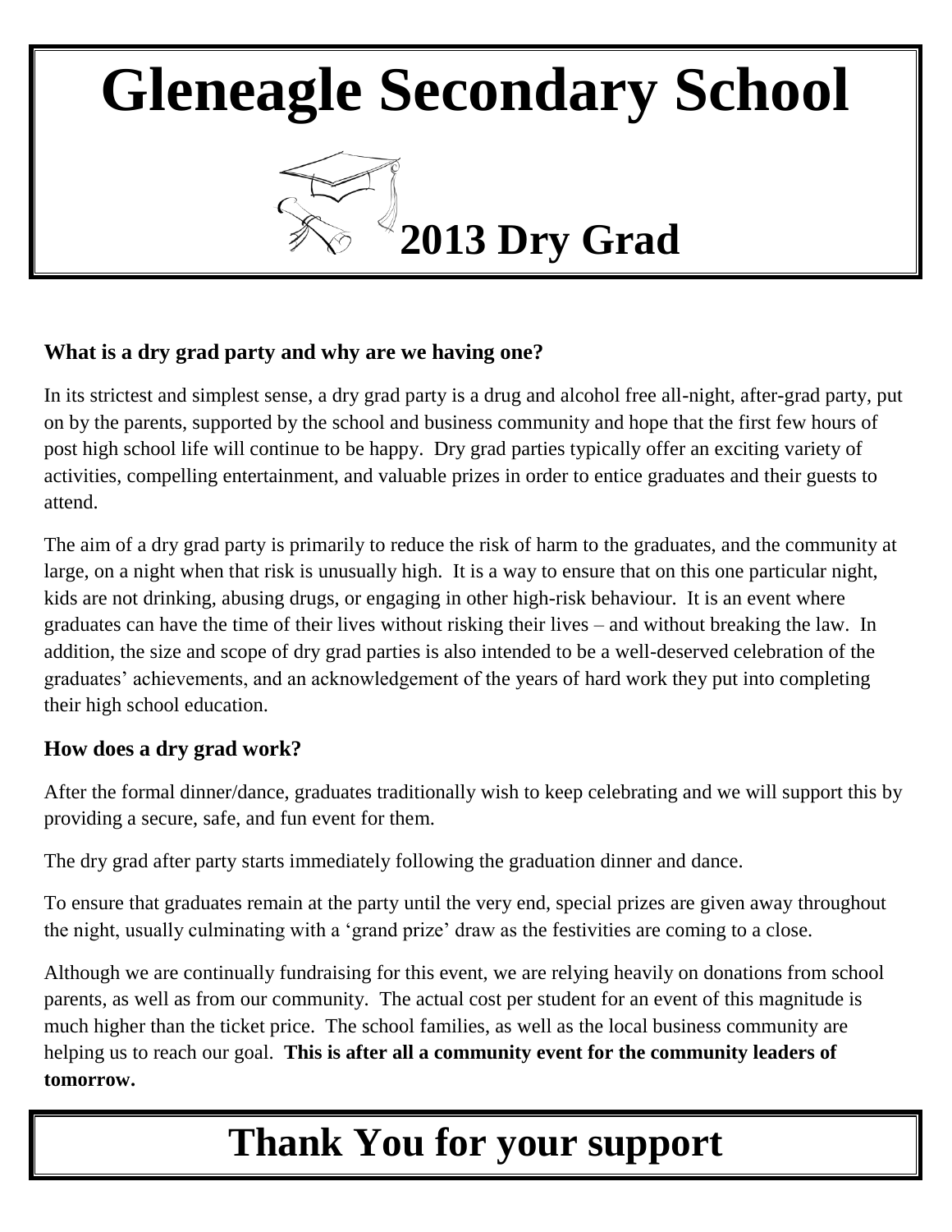# Gleneagle Secondary School

## 2013 Dry Grad

### What is a dry grad party and why are we having one?

In its strictest and simplest sense, a dry grad party is a drug and alcohol free all-night, after-grad party, put on by the parents, supported by the school and business community and hope that the first few hours of post high school life will continue to be happy. Dry grad parties typically offer an exciting variety of activities, compelling entertainment, and valuable prizes in order to entice graduates and their guests to attend.

The aim of a dry grad party is primarily to reduce the risk of harm to the graduates, and the community at large, on a night when that risk is unusually high. It is a way to ensure that on this one particular night, kids are not drinking, abusing drugs, or engaging in other high-risk behaviour. It is an event where graduates can have the time of their lives without risking their lives – and without breaking the law. In addition, the size and scope of dry grad parties is also intended to be a well-deserved celebration of the graduates' achievements, and an acknowledgement of the years of hard work they put into completing their high school education.

### How does a dry grad work?

After the formal dinner/dance, graduates traditionally wish to keep celebrating and we will support this by providing a secure, safe, and fun event for them.

The dry grad after party starts immediately following the graduation dinner and dance.

To ensure that graduates remain at the party until the very end, special prizes are given away throughout the night, usually culminating with a 'grand prize' draw as the festivities are coming to a close.

Although we are continually fundraising for this event, we are relying heavily on donations from school parents, as well as from our community. The actual cost per student for an event of this magnitude is much higher than the ticket price. The school families, as well as the local business community are helping us to reach our goal. **This is after all a community event for the community leaders of tomorrow.**

## Thank You for your support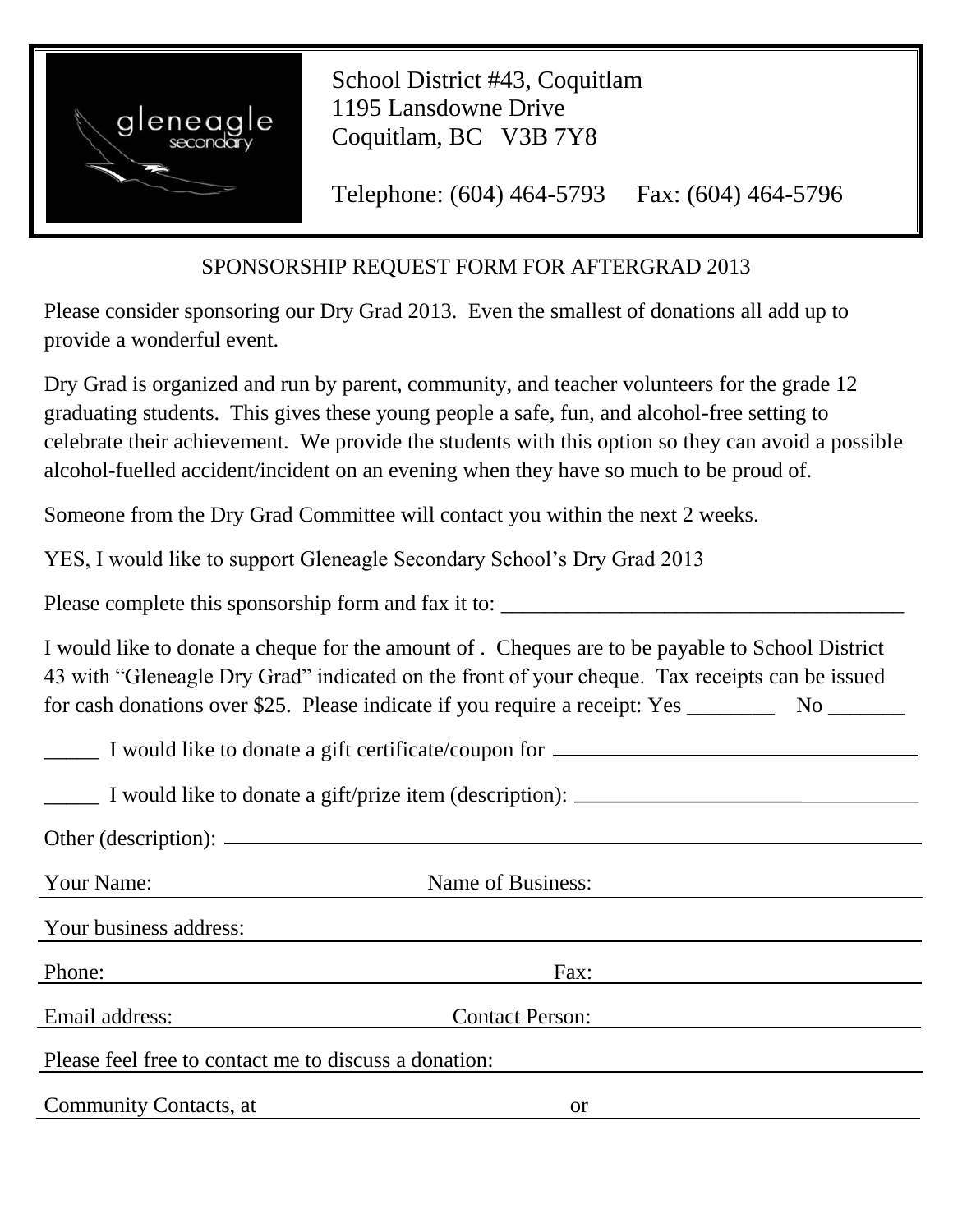gleneagle secondary

School District #43, Coquitlam
1195 Lansdowne Drive
Coquitlam, BC V3B 7Y8

Telephone: (604) 464-5793 Fax: (604) 464-5796

## SPONSORSHIP REQUEST FORM FOR AFTERGRAD 2013

Please consider sponsoring our Dry Grad 2013. Even the smallest of donations all add up to provide a wonderful event.

Dry Grad is organized and run by parent, community, and teacher volunteers for the grade 12 graduating students. This gives these young people a safe, fun, and alcohol-free setting to celebrate their achievement. We provide the students with this option so they can avoid a possible alcohol-fuelled accident/incident on an evening when they have so much to be proud of.

Someone from the Dry Grad Committee will contact you within the next 2 weeks.

YES, I would like to support Gleneagle Secondary School's Dry Grad 2013

Please complete this sponsorship form and fax it to: ______________________________________

I would like to donate a cheque for the amount of . Cheques are to be payable to School District 43 with "Gleneagle Dry Grad" indicated on the front of your cheque. Tax receipts can be issued for cash donations over $25. Please indicate if you require a receipt: Yes ________ No _______

_____ I would like to donate a gift certificate/coupon for ___________________________________

_____ I would like to donate a gift/prize item (description): _________________________________

Other (description): ______________________________________________________________

Your Name: ____________________ Name of Business: ____________________

Your business address: ____________________

Phone: ____________________ Fax: ____________________

Email address: ____________________ Contact Person: ____________________

Please feel free to contact me to discuss a donation: ____________________

Community Contacts, at ____________________ or ____________________